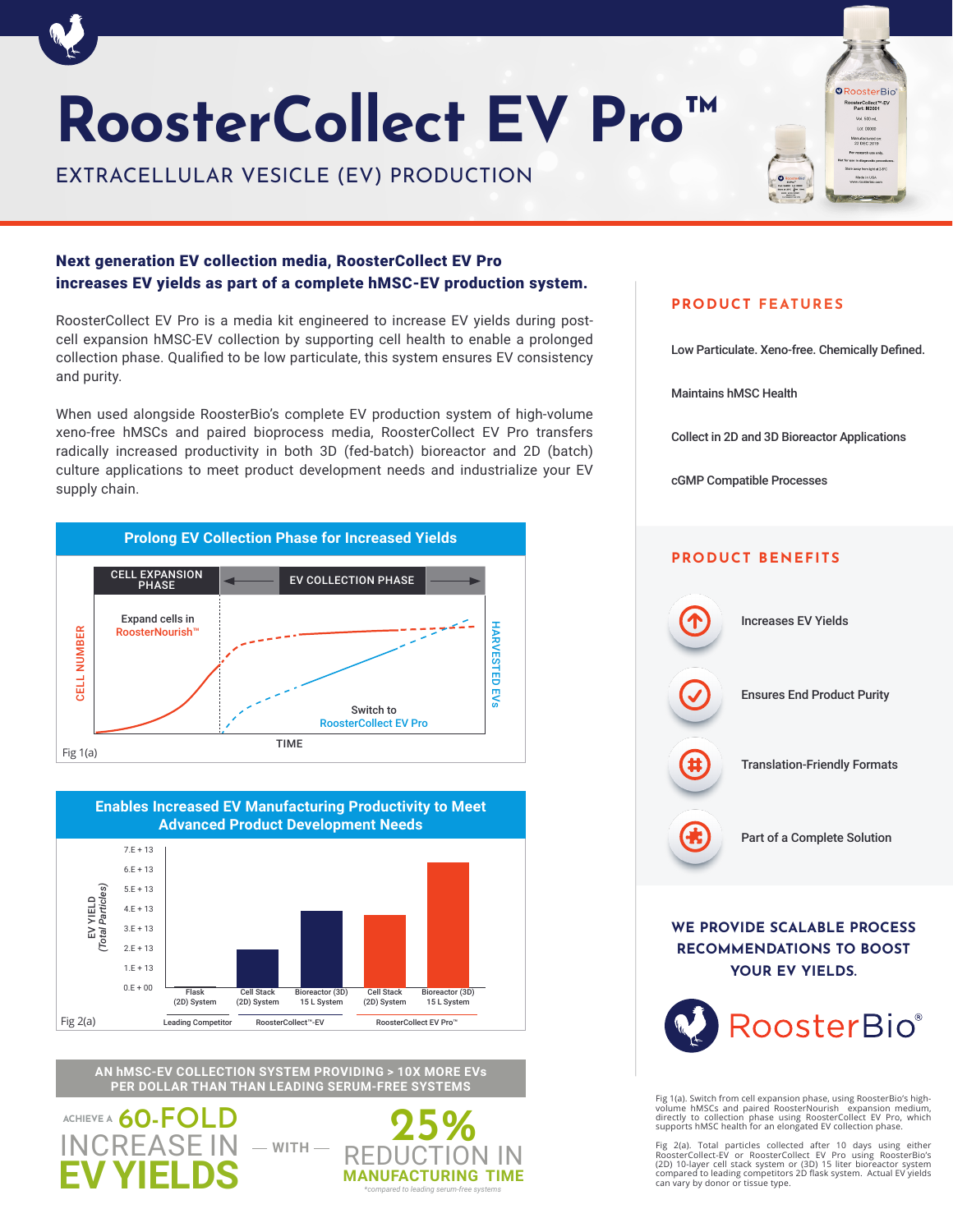# RoosterCollect EV Pro™

## EXTRACELLULAR VESICLE (EV) PRODUCTION

**Next generation EV collection media, RoosterCollect EV Pro increases EV yields as part of a complete hMSC-EV production system.**

RoosterCollect EV Pro is a media kit engineered to increase EV yields during post-cell expansion hMSC-EV collection by supporting cell health to enable a prolonged collection phase. Qualified to be low particulate, this system ensures EV consistency and purity.

When used alongside RoosterBio's complete EV production system of high-volume xeno-free hMSCs and paired bioprocess media, RoosterCollect EV Pro transfers radically increased productivity in both 3D (fed-batch) bioreactor and 2D (batch) culture applications to meet product development needs and industrialize your EV supply chain.

### Prolong EV Collection Phase for Increased Yields

CELL EXPANSION PHASE | EV COLLECTION PHASE

Expand cells in RoosterNourish™

Switch to RoosterCollect EV Pro

CELL NUMBER | HARVESTED EVs | TIME

Fig 1(a)

### Enables Increased EV Manufacturing Productivity to Meet Advanced Product Development Needs

EV YIELD (*Total Particles*)

| Group | System | EV Yield (approx.) |
|---|---|---|
| Leading Competitor | Flask (2D) System | ~0 |
| RoosterCollect™-EV | Cell Stack (2D) System | ~2.E+13 |
| RoosterCollect™-EV | Bioreactor (3D) 15 L System | ~4.E+13 |
| RoosterCollect EV Pro™ | Cell Stack (2D) System | ~4.E+13 |
| RoosterCollect EV Pro™ | Bioreactor (3D) 15 L System | ~6.E+13 |

Fig 2(a)

**AN hMSC-EV COLLECTION SYSTEM PROVIDING > 10X MORE EVs PER DOLLAR THAN THAN LEADING SERUM-FREE SYSTEMS**

ACHIEVE A **60-FOLD** INCREASE IN **EV YIELDS** — WITH — **25%** REDUCTION IN **MANUFACTURING TIME**

*\*compared to leading serum-free systems*

## PRODUCT FEATURES

Low Particulate. Xeno-free. Chemically Defined.

Maintains hMSC Health

Collect in 2D and 3D Bioreactor Applications

cGMP Compatible Processes

## PRODUCT BENEFITS

- Increases EV Yields
- Ensures End Product Purity
- Translation-Friendly Formats
- Part of a Complete Solution

**WE PROVIDE SCALABLE PROCESS RECOMMENDATIONS TO BOOST YOUR EV YIELDS.**

RoosterBio®

Fig 1(a). Switch from cell expansion phase, using RoosterBio's high-volume hMSCs and paired RoosterNourish expansion medium, directly to collection phase using RoosterCollect EV Pro, which supports hMSC health for an elongated EV collection phase.

Fig 2(a). Total particles collected after 10 days using either RoosterCollect-EV or RoosterCollect EV Pro using RoosterBio's (2D) 10-layer cell stack system or (3D) 15 liter bioreactor system compared to leading competitors 2D flask system. Actual EV yields can vary by donor or tissue type.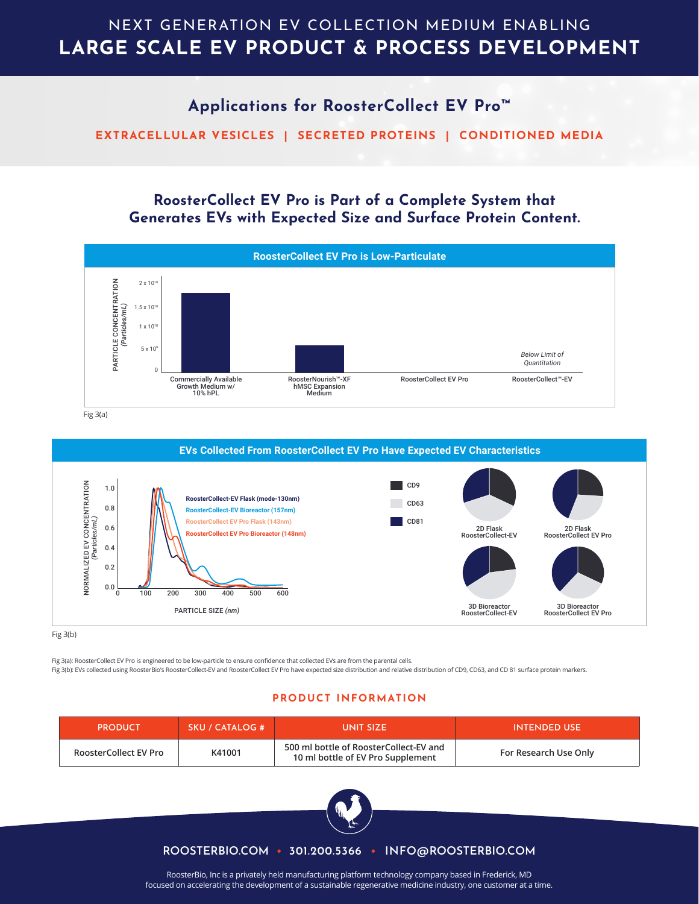# NEXT GENERATION EV COLLECTION MEDIUM ENABLING LARGE SCALE EV PRODUCT & PROCESS DEVELOPMENT

## Applications for RoosterCollect EV Pro™

**EXTRACELLULAR VESICLES | SECRETED PROTEINS | CONDITIONED MEDIA**

## RoosterCollect EV Pro is Part of a Complete System that Generates EVs with Expected Size and Surface Protein Content.

**RoosterCollect EV Pro is Low-Particulate**

PARTICLE CONCENTRATION (Particles/mL)

$2 \times 10^{10}$

$1.5 \times 10^{10}$

$1 \times 10^{10}$

$5 \times 10^{9}$

0

Commercially Available Growth Medium w/ 10% hPL

RoosterNourish™-XF hMSC Expansion Medium

RoosterCollect EV Pro

RoosterCollect™-EV

Below Limit of Quantitation

Fig 3(a)

**EVs Collected From RoosterCollect EV Pro Have Expected EV Characteristics**

NORMALIZED EV CONCENTRATION (Particles/mL)

1.0

0.8

0.6

0.4

0.2

0.0

0 100 200 300 400 500 600

PARTICLE SIZE (nm)

RoosterCollect-EV Flask (mode-130nm)

RoosterCollect-EV Bioreactor (157nm)

RoosterCollect EV Pro Flask (143nm)

RoosterCollect EV Pro Bioreactor (148nm)

CD9

CD63

CD81

2D Flask RoosterCollect-EV

2D Flask RoosterCollect EV Pro

3D Bioreactor RoosterCollect-EV

3D Bioreactor RoosterCollect EV Pro

Fig 3(b)

Fig 3(a): RoosterCollect EV Pro is engineered to be low-particle to ensure confidence that collected EVs are from the parental cells.
Fig 3(b): EVs collected using RoosterBio's RoosterCollect-EV and RoosterCollect EV Pro have expected size distribution and relative distribution of CD9, CD63, and CD 81 surface protein markers.

### PRODUCT INFORMATION

| PRODUCT | SKU / CATALOG # | UNIT SIZE | INTENDED USE |
|---|---|---|---|
| RoosterCollect EV Pro | K41001 | 500 ml bottle of RoosterCollect-EV and 10 ml bottle of EV Pro Supplement | For Research Use Only |

ROOSTERBIO.COM • 301.200.5366 • INFO@ROOSTERBIO.COM

RoosterBio, Inc is a privately held manufacturing platform technology company based in Frederick, MD focused on accelerating the development of a sustainable regenerative medicine industry, one customer at a time.